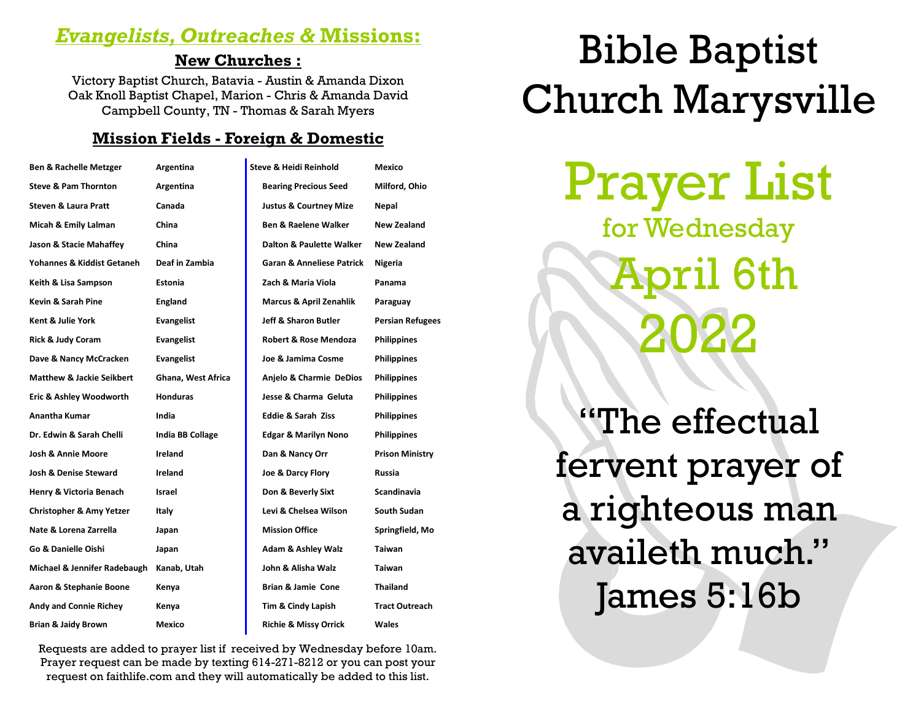## *Evangelists, Outreaches &* Missions:

### New Churches :

Victory Baptist Church, Batavia - Austin & Amanda Dixon
Oak Knoll Baptist Chapel, Marion - Chris & Amanda David
Campbell County, TN - Thomas & Sarah Myers

### Mission Fields - Foreign & Domestic

| | |
|---|---|
| **Ben & Rachelle Metzger** | **Argentina** |
| **Steve & Pam Thornton** | **Argentina** |
| **Steven & Laura Pratt** | **Canada** |
| **Micah & Emily Lalman** | **China** |
| **Jason & Stacie Mahaffey** | **China** |
| **Yohannes & Kiddist Getaneh** | **Deaf in Zambia** |
| **Keith & Lisa Sampson** | **Estonia** |
| **Kevin & Sarah Pine** | **England** |
| **Kent & Julie York** | **Evangelist** |
| **Rick & Judy Coram** | **Evangelist** |
| **Dave & Nancy McCracken** | **Evangelist** |
| **Matthew & Jackie Seikbert** | **Ghana, West Africa** |
| **Eric & Ashley Woodworth** | **Honduras** |
| **Anantha Kumar** | **India** |
| **Dr. Edwin & Sarah Chelli** | **India BB Collage** |
| **Josh & Annie Moore** | **Ireland** |
| **Josh & Denise Steward** | **Ireland** |
| **Henry & Victoria Benach** | **Israel** |
| **Christopher & Amy Yetzer** | **Italy** |
| **Nate & Lorena Zarrella** | **Japan** |
| **Go & Danielle Oishi** | **Japan** |
| **Michael & Jennifer Radebaugh** | **Kanab, Utah** |
| **Aaron & Stephanie Boone** | **Kenya** |
| **Andy and Connie Richey** | **Kenya** |
| **Brian & Jaidy Brown** | **Mexico** |
| **Steve & Heidi Reinhold** | **Mexico** |
| **Bearing Precious Seed** | **Milford, Ohio** |
| **Justus & Courtney Mize** | **Nepal** |
| **Ben & Raelene Walker** | **New Zealand** |
| **Dalton & Paulette Walker** | **New Zealand** |
| **Garan & Anneliese Patrick** | **Nigeria** |
| **Zach & Maria Viola** | **Panama** |
| **Marcus & April Zenahlik** | **Paraguay** |
| **Jeff & Sharon Butler** | **Persian Refugees** |
| **Robert & Rose Mendoza** | **Philippines** |
| **Joe & Jamima Cosme** | **Philippines** |
| **Anjelo & Charmie DeDios** | **Philippines** |
| **Jesse & Charma Geluta** | **Philippines** |
| **Eddie & Sarah Ziss** | **Philippines** |
| **Edgar & Marilyn Nono** | **Philippines** |
| **Dan & Nancy Orr** | **Prison Ministry** |
| **Joe & Darcy Flory** | **Russia** |
| **Don & Beverly Sixt** | **Scandinavia** |
| **Levi & Chelsea Wilson** | **South Sudan** |
| **Mission Office** | **Springfield, Mo** |
| **Adam & Ashley Walz** | **Taiwan** |
| **John & Alisha Walz** | **Taiwan** |
| **Brian & Jamie Cone** | **Thailand** |
| **Tim & Cindy Lapish** | **Tract Outreach** |
| **Richie & Missy Orrick** | **Wales** |

Requests are added to prayer list if received by Wednesday before 10am. Prayer request can be made by texting 614-271-8212 or you can post your request on faithlife.com and they will automatically be added to this list.

# Bible Baptist Church Marysville

# Prayer List

## for Wednesday April 6th 2022

"The effectual fervent prayer of a righteous man availeth much."
James 5:16b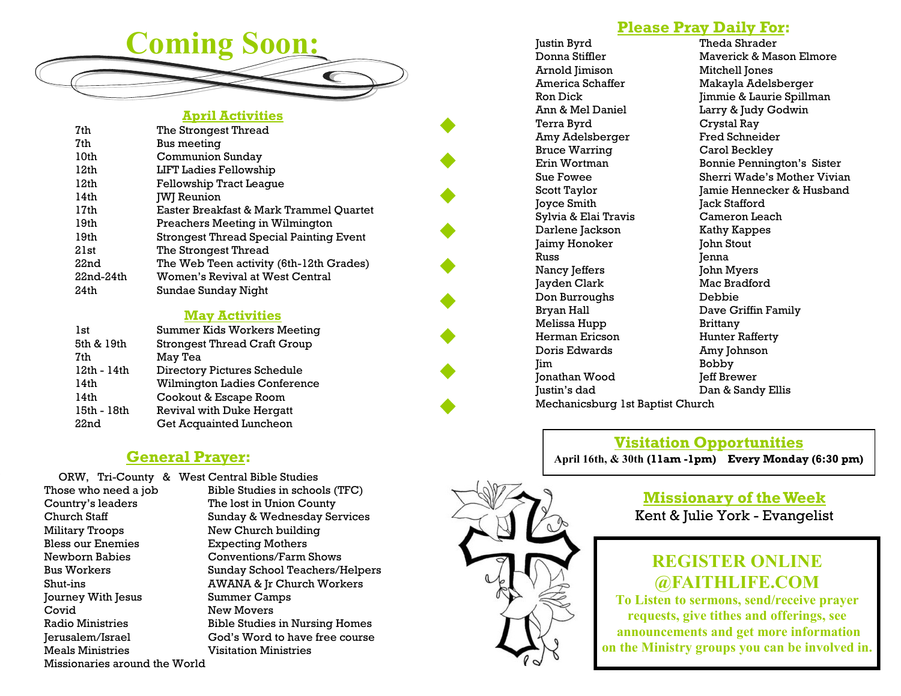# Coming Soon:

## April Activities

| | |
|---|---|
| 7th | The Strongest Thread |
| 7th | Bus meeting |
| 10th | Communion Sunday |
| 12th | LIFT Ladies Fellowship |
| 12th | Fellowship Tract League |
| 14th | JWJ Reunion |
| 17th | Easter Breakfast & Mark Trammel Quartet |
| 19th | Preachers Meeting in Wilmington |
| 19th | Strongest Thread Special Painting Event |
| 21st | The Strongest Thread |
| 22nd | The Web Teen activity (6th-12th Grades) |
| 22nd-24th | Women's Revival at West Central |
| 24th | Sundae Sunday Night |

## May Activities

| | |
|---|---|
| 1st | Summer Kids Workers Meeting |
| 5th & 19th | Strongest Thread Craft Group |
| 7th | May Tea |
| 12th - 14th | Directory Pictures Schedule |
| 14th | Wilmington Ladies Conference |
| 14th | Cookout & Escape Room |
| 15th - 18th | Revival with Duke Hergatt |
| 22nd | Get Acquainted Luncheon |

## General Prayer:

ORW, Tri-County & West Central Bible Studies

- Those who need a job
- Country's leaders
- Church Staff
- Military Troops
- Bless our Enemies
- Newborn Babies
- Bus Workers
- Shut-ins
- Journey With Jesus
- Covid
- Radio Ministries
- Jerusalem/Israel
- Meals Ministries
- Missionaries around the World
- Bible Studies in schools (TFC)
- The lost in Union County
- Sunday & Wednesday Services
- New Church building
- Expecting Mothers
- Conventions/Farm Shows
- Sunday School Teachers/Helpers
- AWANA & Jr Church Workers
- Summer Camps
- New Movers
- Bible Studies in Nursing Homes
- God's Word to have free course
- Visitation Ministries

## Please Pray Daily For:

- Justin Byrd
- Donna Stiffler
- Arnold Jimison
- America Schaffer
- Ron Dick
- Ann & Mel Daniel
- Terra Byrd
- Amy Adelsberger
- Bruce Warring
- Erin Wortman
- Sue Fowee
- Scott Taylor
- Joyce Smith
- Sylvia & Elai Travis
- Darlene Jackson
- Jaimy Honoker
- Russ
- Nancy Jeffers
- Jayden Clark
- Don Burroughs
- Bryan Hall
- Melissa Hupp
- Herman Ericson
- Doris Edwards
- Jim
- Jonathan Wood
- Justin's dad
- Mechanicsburg 1st Baptist Church
- Theda Shrader
- Maverick & Mason Elmore
- Mitchell Jones
- Makayla Adelsberger
- Jimmie & Laurie Spillman
- Larry & Judy Godwin
- Crystal Ray
- Fred Schneider
- Carol Beckley
- Bonnie Pennington's Sister
- Sherri Wade's Mother Vivian
- Jamie Hennecker & Husband
- Jack Stafford
- Cameron Leach
- Kathy Kappes
- John Stout
- Jenna
- John Myers
- Mac Bradford
- Debbie
- Dave Griffin Family
- Brittany
- Hunter Rafferty
- Amy Johnson
- Bobby
- Jeff Brewer
- Dan & Sandy Ellis

## Visitation Opportunities

**April 16th, & 30th (11am -1pm) Every Monday (6:30 pm)**

## Missionary of the Week

Kent & Julie York - Evangelist

## REGISTER ONLINE @FAITHLIFE.COM

**To Listen to sermons, send/receive prayer requests, give tithes and offerings, see announcements and get more information on the Ministry groups you can be involved in.**